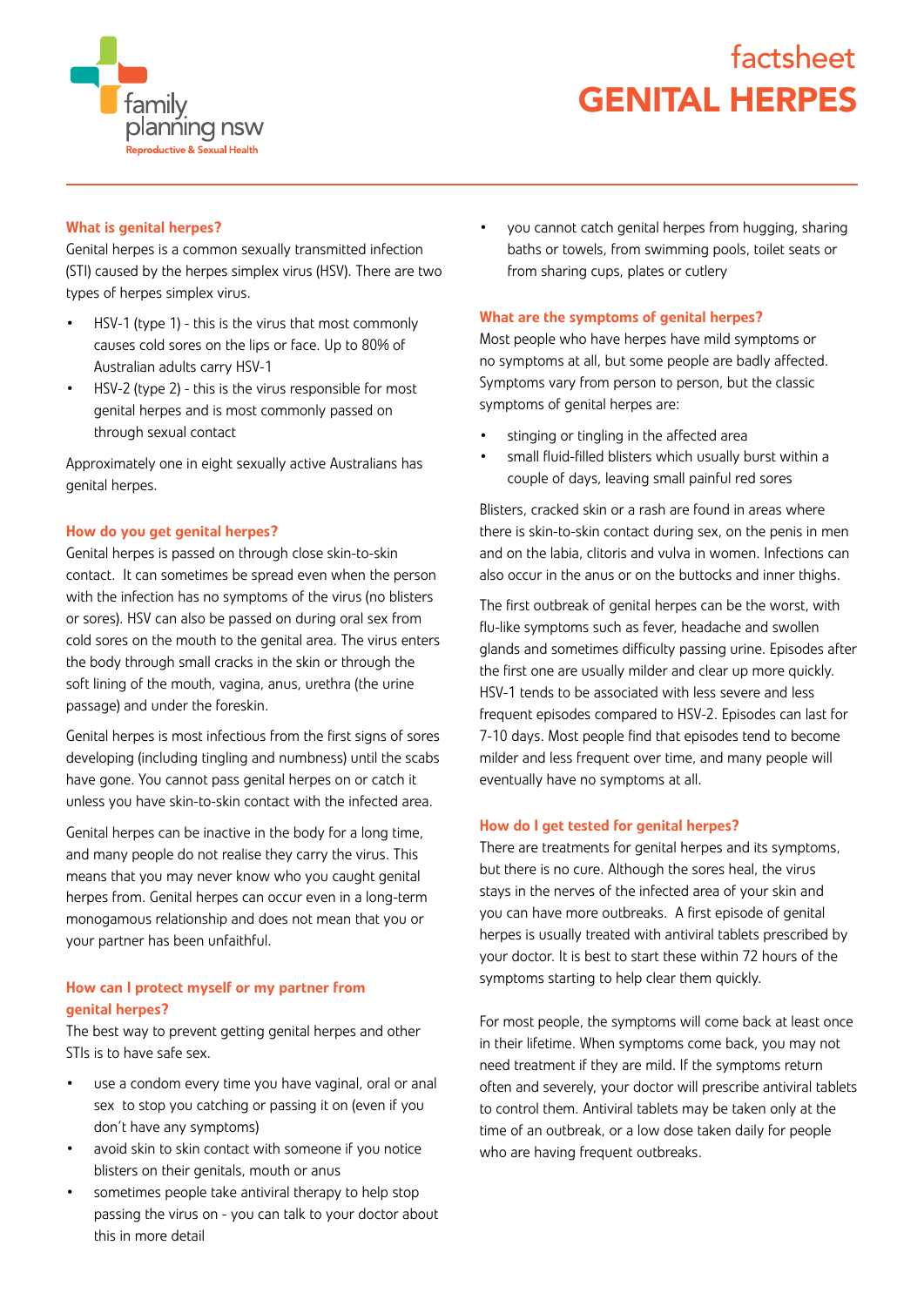family planning nsw
Reproductive & Sexual Health

# factsheet GENITAL HERPES

## What is genital herpes?

Genital herpes is a common sexually transmitted infection (STI) caused by the herpes simplex virus (HSV). There are two types of herpes simplex virus.

- HSV-1 (type 1) - this is the virus that most commonly causes cold sores on the lips or face. Up to 80% of Australian adults carry HSV-1
- HSV-2 (type 2) - this is the virus responsible for most genital herpes and is most commonly passed on through sexual contact

Approximately one in eight sexually active Australians has genital herpes.

## How do you get genital herpes?

Genital herpes is passed on through close skin-to-skin contact. It can sometimes be spread even when the person with the infection has no symptoms of the virus (no blisters or sores). HSV can also be passed on during oral sex from cold sores on the mouth to the genital area. The virus enters the body through small cracks in the skin or through the soft lining of the mouth, vagina, anus, urethra (the urine passage) and under the foreskin.

Genital herpes is most infectious from the first signs of sores developing (including tingling and numbness) until the scabs have gone. You cannot pass genital herpes on or catch it unless you have skin-to-skin contact with the infected area.

Genital herpes can be inactive in the body for a long time, and many people do not realise they carry the virus. This means that you may never know who you caught genital herpes from. Genital herpes can occur even in a long-term monogamous relationship and does not mean that you or your partner has been unfaithful.

## How can I protect myself or my partner from genital herpes?

The best way to prevent getting genital herpes and other STIs is to have safe sex.

- use a condom every time you have vaginal, oral or anal sex to stop you catching or passing it on (even if you don't have any symptoms)
- avoid skin to skin contact with someone if you notice blisters on their genitals, mouth or anus
- sometimes people take antiviral therapy to help stop passing the virus on - you can talk to your doctor about this in more detail
- you cannot catch genital herpes from hugging, sharing baths or towels, from swimming pools, toilet seats or from sharing cups, plates or cutlery

## What are the symptoms of genital herpes?

Most people who have herpes have mild symptoms or no symptoms at all, but some people are badly affected. Symptoms vary from person to person, but the classic symptoms of genital herpes are:

- stinging or tingling in the affected area
- small fluid-filled blisters which usually burst within a couple of days, leaving small painful red sores

Blisters, cracked skin or a rash are found in areas where there is skin-to-skin contact during sex, on the penis in men and on the labia, clitoris and vulva in women. Infections can also occur in the anus or on the buttocks and inner thighs.

The first outbreak of genital herpes can be the worst, with flu-like symptoms such as fever, headache and swollen glands and sometimes difficulty passing urine. Episodes after the first one are usually milder and clear up more quickly. HSV-1 tends to be associated with less severe and less frequent episodes compared to HSV-2. Episodes can last for 7-10 days. Most people find that episodes tend to become milder and less frequent over time, and many people will eventually have no symptoms at all.

## How do I get tested for genital herpes?

There are treatments for genital herpes and its symptoms, but there is no cure. Although the sores heal, the virus stays in the nerves of the infected area of your skin and you can have more outbreaks. A first episode of genital herpes is usually treated with antiviral tablets prescribed by your doctor. It is best to start these within 72 hours of the symptoms starting to help clear them quickly.

For most people, the symptoms will come back at least once in their lifetime. When symptoms come back, you may not need treatment if they are mild. If the symptoms return often and severely, your doctor will prescribe antiviral tablets to control them. Antiviral tablets may be taken only at the time of an outbreak, or a low dose taken daily for people who are having frequent outbreaks.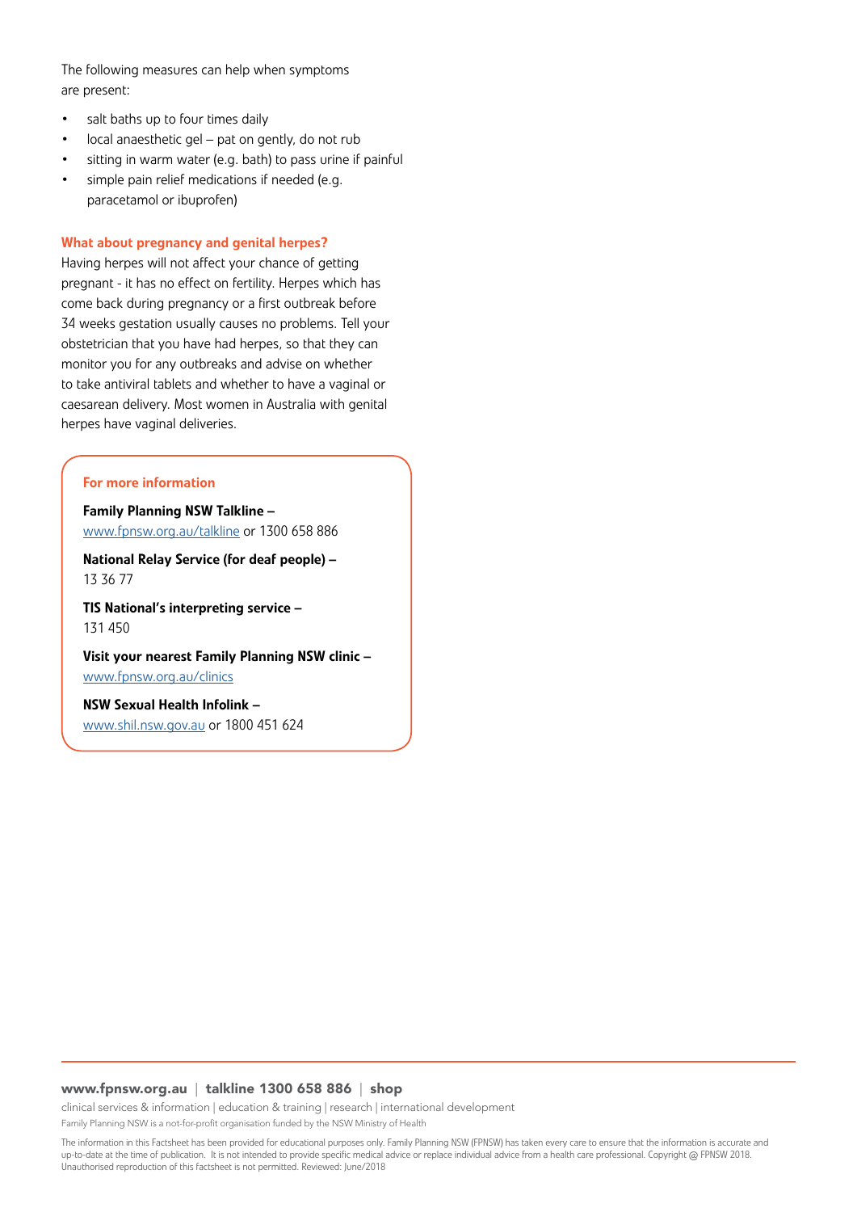The following measures can help when symptoms are present:

- salt baths up to four times daily
- local anaesthetic gel – pat on gently, do not rub
- sitting in warm water (e.g. bath) to pass urine if painful
- simple pain relief medications if needed (e.g. paracetamol or ibuprofen)

### What about pregnancy and genital herpes?

Having herpes will not affect your chance of getting pregnant - it has no effect on fertility. Herpes which has come back during pregnancy or a first outbreak before 34 weeks gestation usually causes no problems. Tell your obstetrician that you have had herpes, so that they can monitor you for any outbreaks and advise on whether to take antiviral tablets and whether to have a vaginal or caesarean delivery. Most women in Australia with genital herpes have vaginal deliveries.

### For more information

**Family Planning NSW Talkline –**
www.fpnsw.org.au/talkline or 1300 658 886

**National Relay Service (for deaf people) –**
13 36 77

**TIS National's interpreting service –**
131 450

**Visit your nearest Family Planning NSW clinic –**
www.fpnsw.org.au/clinics

**NSW Sexual Health Infolink –**
www.shil.nsw.gov.au or 1800 451 624

**www.fpnsw.org.au | talkline 1300 658 886 | shop**

clinical services & information | education & training | research | international development

Family Planning NSW is a not-for-profit organisation funded by the NSW Ministry of Health

The information in this Factsheet has been provided for educational purposes only. Family Planning NSW (FPNSW) has taken every care to ensure that the information is accurate and up-to-date at the time of publication. It is not intended to provide specific medical advice or replace individual advice from a health care professional. Copyright @ FPNSW 2018. Unauthorised reproduction of this factsheet is not permitted. Reviewed: June/2018